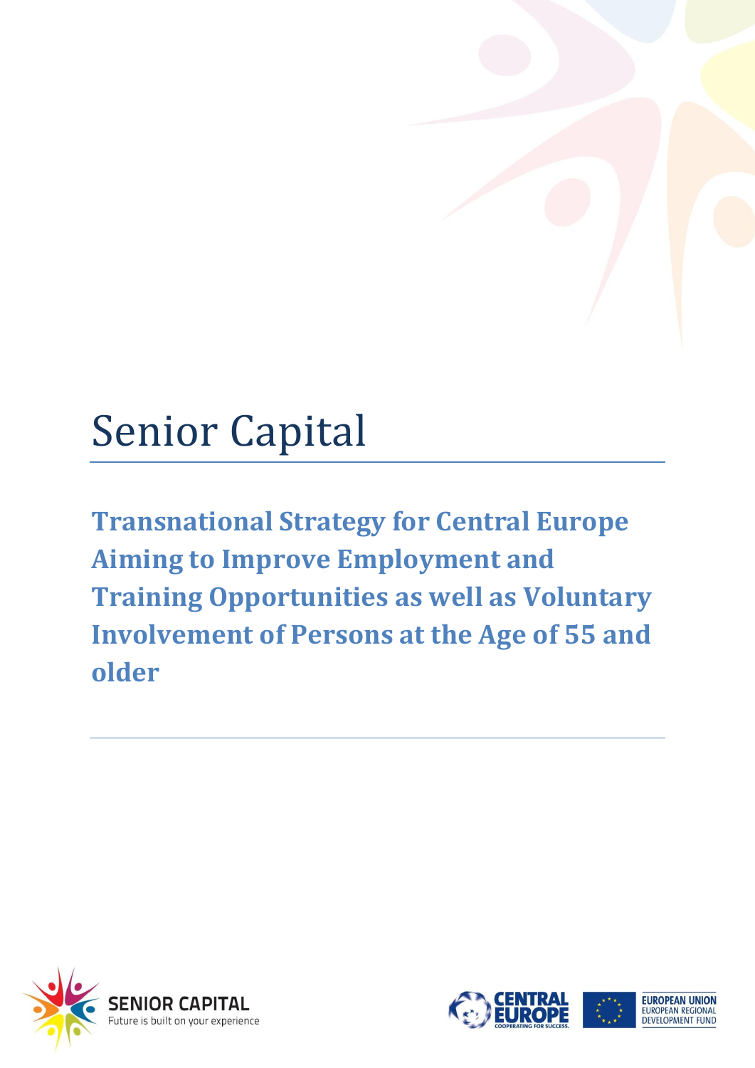# Senior Capital

## Transnational Strategy for Central Europe Aiming to Improve Employment and Training Opportunities as well as Voluntary Involvement of Persons at the Age of 55 and older

SENIOR CAPITAL
Future is built on your experience

CENTRAL EUROPE
COOPERATING FOR SUCCESS.

EUROPEAN UNION
EUROPEAN REGIONAL DEVELOPMENT FUND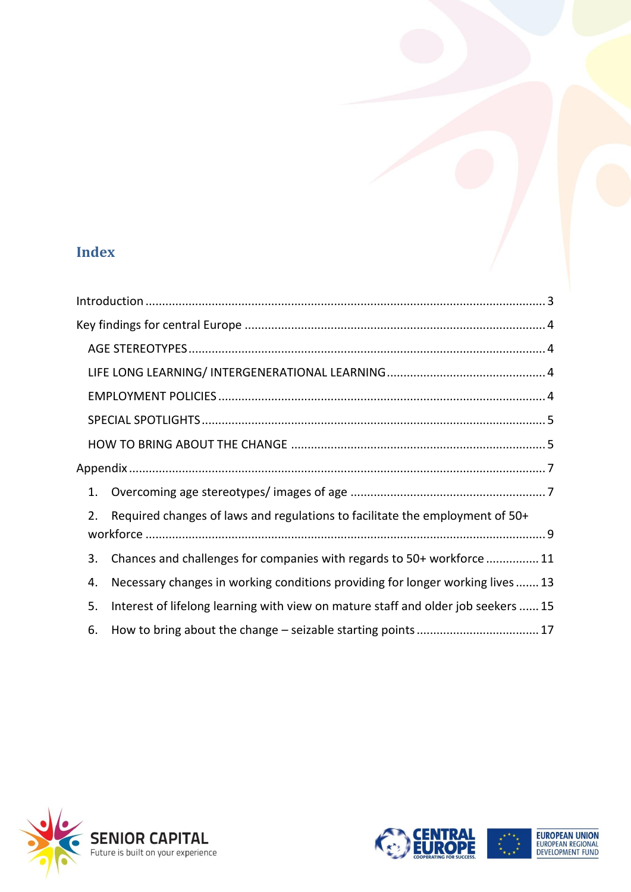# Index

Introduction ........................................................................................................................ 3

Key findings for central Europe ........................................................................................ 4

- AGE STEREOTYPES .......................................................................................................... 4
- LIFE LONG LEARNING/ INTERGENERATIONAL LEARNING ................................................ 4
- EMPLOYMENT POLICIES .................................................................................................. 4
- SPECIAL SPOTLIGHTS ...................................................................................................... 5
- HOW TO BRING ABOUT THE CHANGE ........................................................................... 5

Appendix ........................................................................................................................... 7

1. Overcoming age stereotypes/ images of age ......................................................... 7
2. Required changes of laws and regulations to facilitate the employment of 50+ workforce ............................................................................................................... 9
3. Chances and challenges for companies with regards to 50+ workforce ................ 11
4. Necessary changes in working conditions providing for longer working lives ....... 13
5. Interest of lifelong learning with view on mature staff and older job seekers ...... 15
6. How to bring about the change – seizable starting points .................................... 17

SENIOR CAPITAL
Future is built on your experience

CENTRAL EUROPE
COOPERATING FOR SUCCESS.

EUROPEAN UNION
EUROPEAN REGIONAL DEVELOPMENT FUND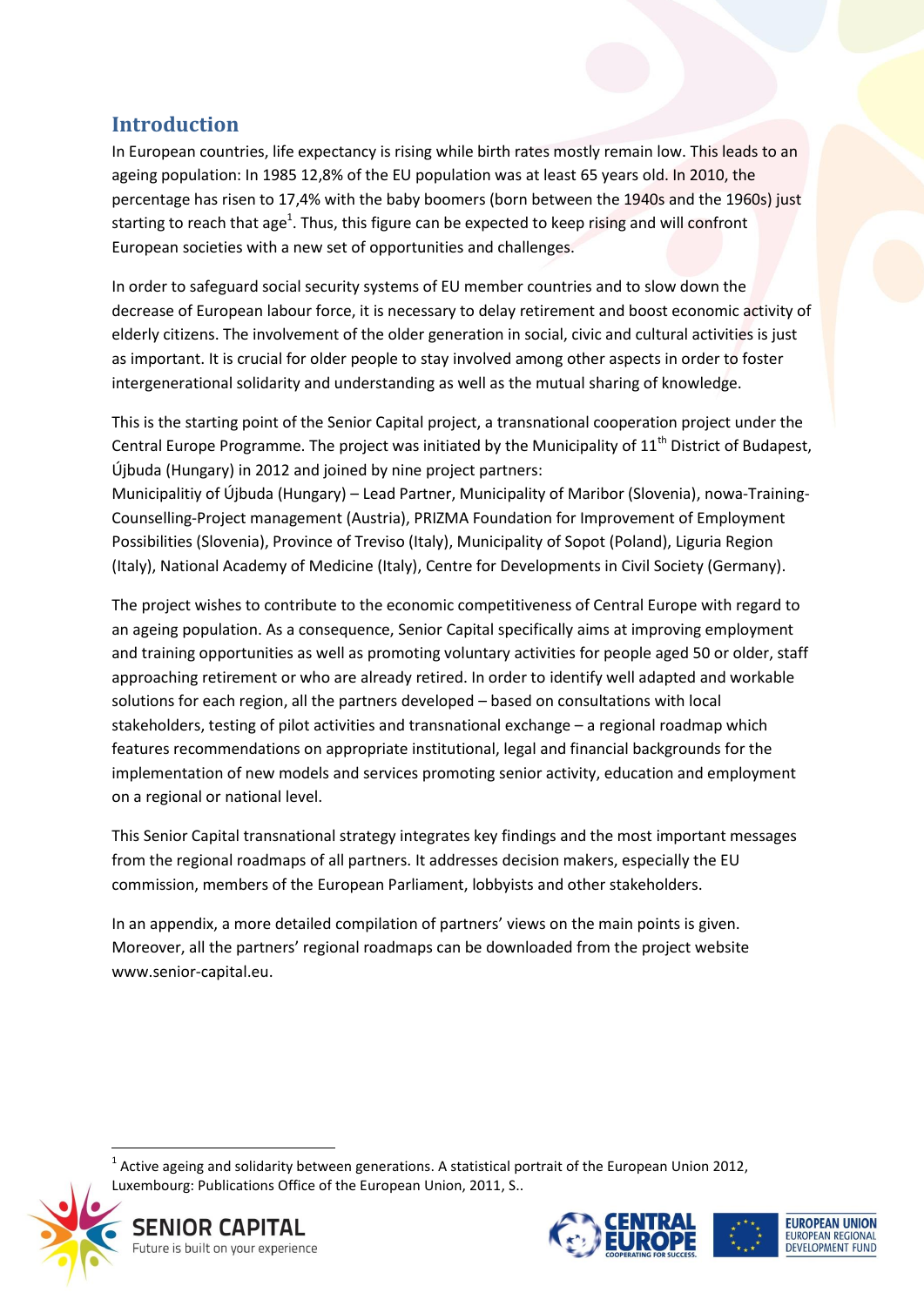## Introduction

In European countries, life expectancy is rising while birth rates mostly remain low. This leads to an ageing population: In 1985 12,8% of the EU population was at least 65 years old. In 2010, the percentage has risen to 17,4% with the baby boomers (born between the 1940s and the 1960s) just starting to reach that age[1]. Thus, this figure can be expected to keep rising and will confront European societies with a new set of opportunities and challenges.

In order to safeguard social security systems of EU member countries and to slow down the decrease of European labour force, it is necessary to delay retirement and boost economic activity of elderly citizens. The involvement of the older generation in social, civic and cultural activities is just as important. It is crucial for older people to stay involved among other aspects in order to foster intergenerational solidarity and understanding as well as the mutual sharing of knowledge.

This is the starting point of the Senior Capital project, a transnational cooperation project under the Central Europe Programme. The project was initiated by the Municipality of 11th District of Budapest, Újbuda (Hungary) in 2012 and joined by nine project partners:
Municipalitiy of Újbuda (Hungary) – Lead Partner, Municipality of Maribor (Slovenia), nowa-Training-Counselling-Project management (Austria), PRIZMA Foundation for Improvement of Employment Possibilities (Slovenia), Province of Treviso (Italy), Municipality of Sopot (Poland), Liguria Region (Italy), National Academy of Medicine (Italy), Centre for Developments in Civil Society (Germany).

The project wishes to contribute to the economic competitiveness of Central Europe with regard to an ageing population. As a consequence, Senior Capital specifically aims at improving employment and training opportunities as well as promoting voluntary activities for people aged 50 or older, staff approaching retirement or who are already retired. In order to identify well adapted and workable solutions for each region, all the partners developed – based on consultations with local stakeholders, testing of pilot activities and transnational exchange – a regional roadmap which features recommendations on appropriate institutional, legal and financial backgrounds for the implementation of new models and services promoting senior activity, education and employment on a regional or national level.

This Senior Capital transnational strategy integrates key findings and the most important messages from the regional roadmaps of all partners. It addresses decision makers, especially the EU commission, members of the European Parliament, lobbyists and other stakeholders.

In an appendix, a more detailed compilation of partners' views on the main points is given. Moreover, all the partners' regional roadmaps can be downloaded from the project website www.senior-capital.eu.

[1] Active ageing and solidarity between generations. A statistical portrait of the European Union 2012, Luxembourg: Publications Office of the European Union, 2011, S..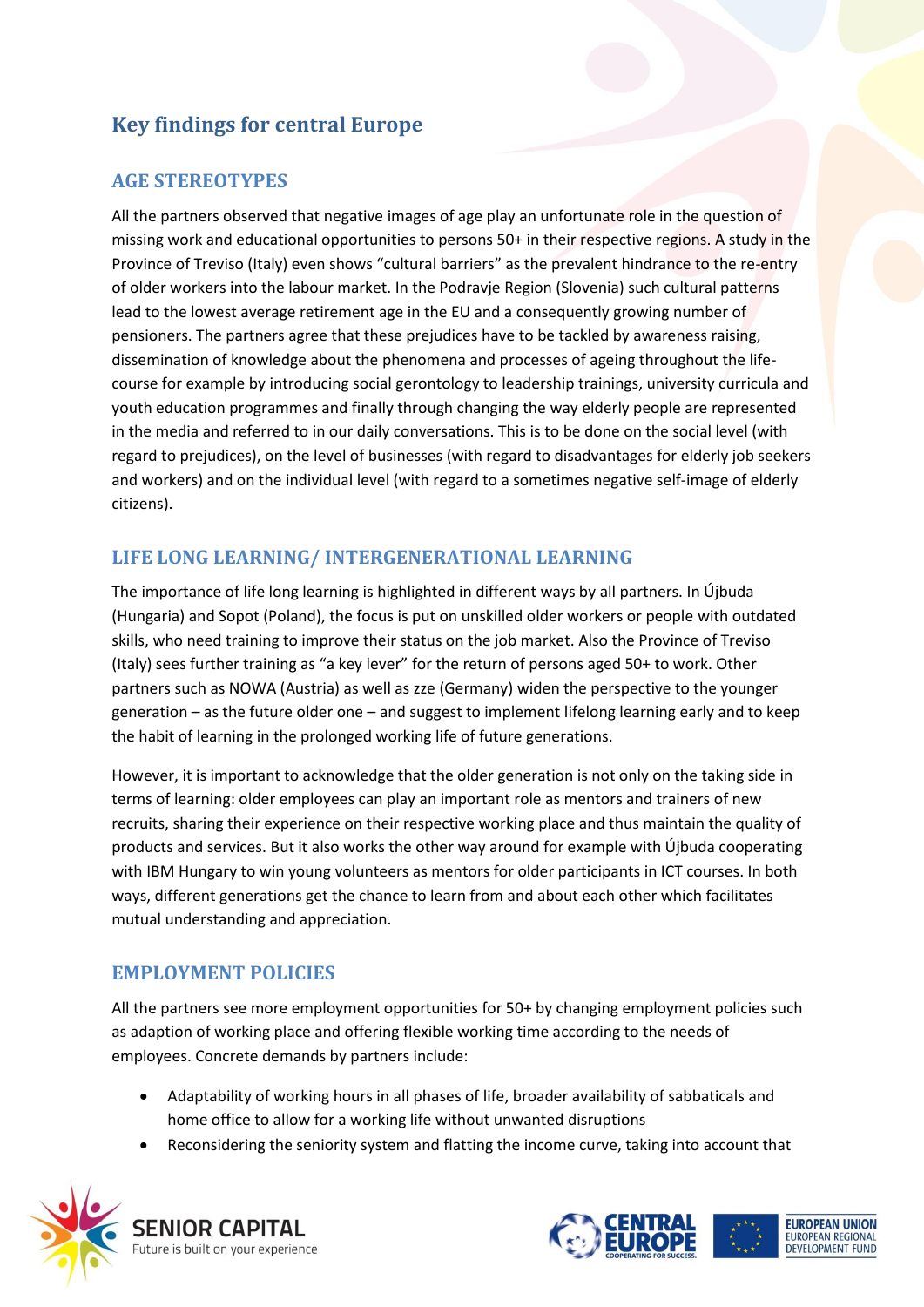## Key findings for central Europe

### AGE STEREOTYPES

All the partners observed that negative images of age play an unfortunate role in the question of missing work and educational opportunities to persons 50+ in their respective regions. A study in the Province of Treviso (Italy) even shows "cultural barriers" as the prevalent hindrance to the re-entry of older workers into the labour market. In the Podravje Region (Slovenia) such cultural patterns lead to the lowest average retirement age in the EU and a consequently growing number of pensioners. The partners agree that these prejudices have to be tackled by awareness raising, dissemination of knowledge about the phenomena and processes of ageing throughout the life-course for example by introducing social gerontology to leadership trainings, university curricula and youth education programmes and finally through changing the way elderly people are represented in the media and referred to in our daily conversations. This is to be done on the social level (with regard to prejudices), on the level of businesses (with regard to disadvantages for elderly job seekers and workers) and on the individual level (with regard to a sometimes negative self-image of elderly citizens).

### LIFE LONG LEARNING/ INTERGENERATIONAL LEARNING

The importance of life long learning is highlighted in different ways by all partners. In Újbuda (Hungaria) and Sopot (Poland), the focus is put on unskilled older workers or people with outdated skills, who need training to improve their status on the job market. Also the Province of Treviso (Italy) sees further training as "a key lever" for the return of persons aged 50+ to work. Other partners such as NOWA (Austria) as well as zze (Germany) widen the perspective to the younger generation – as the future older one – and suggest to implement lifelong learning early and to keep the habit of learning in the prolonged working life of future generations.

However, it is important to acknowledge that the older generation is not only on the taking side in terms of learning: older employees can play an important role as mentors and trainers of new recruits, sharing their experience on their respective working place and thus maintain the quality of products and services. But it also works the other way around for example with Újbuda cooperating with IBM Hungary to win young volunteers as mentors for older participants in ICT courses. In both ways, different generations get the chance to learn from and about each other which facilitates mutual understanding and appreciation.

### EMPLOYMENT POLICIES

All the partners see more employment opportunities for 50+ by changing employment policies such as adaption of working place and offering flexible working time according to the needs of employees. Concrete demands by partners include:

- Adaptability of working hours in all phases of life, broader availability of sabbaticals and home office to allow for a working life without unwanted disruptions
- Reconsidering the seniority system and flatting the income curve, taking into account that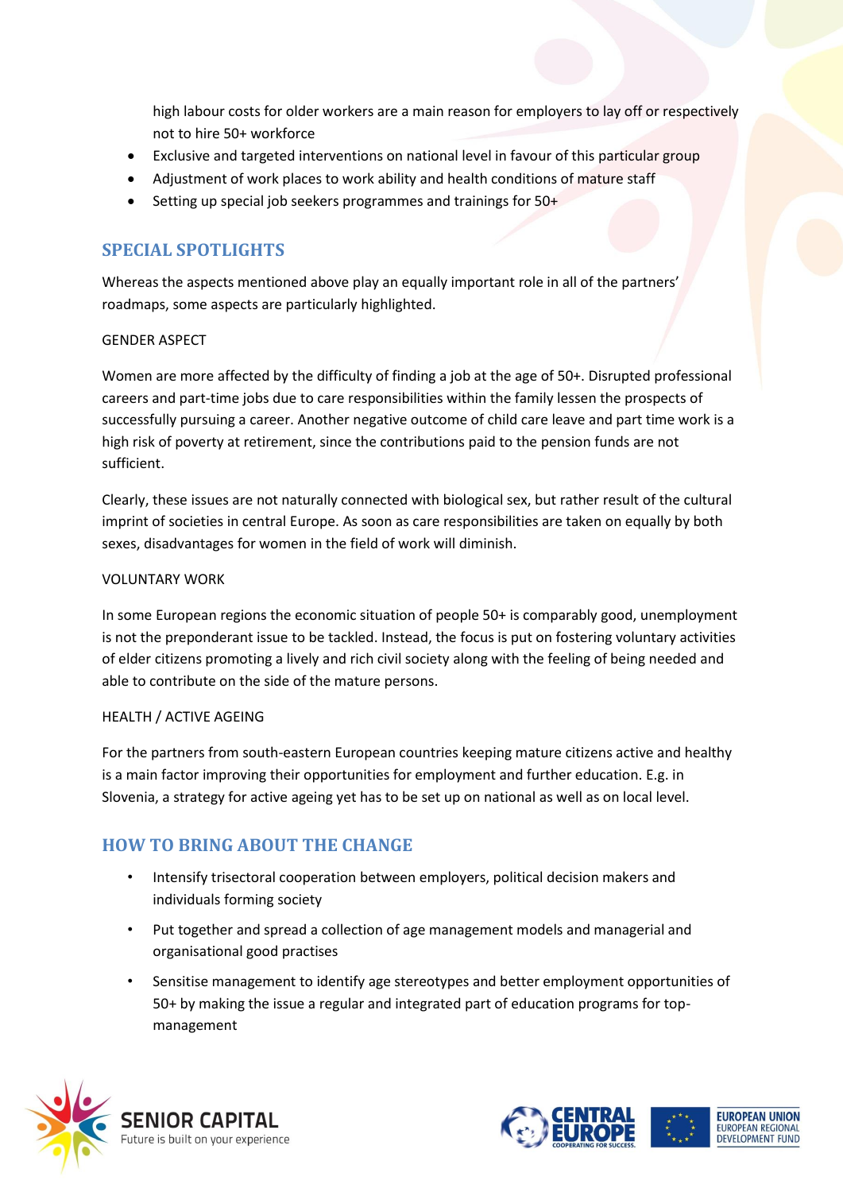high labour costs for older workers are a main reason for employers to lay off or respectively not to hire 50+ workforce

- Exclusive and targeted interventions on national level in favour of this particular group
- Adjustment of work places to work ability and health conditions of mature staff
- Setting up special job seekers programmes and trainings for 50+

## SPECIAL SPOTLIGHTS

Whereas the aspects mentioned above play an equally important role in all of the partners' roadmaps, some aspects are particularly highlighted.

### GENDER ASPECT

Women are more affected by the difficulty of finding a job at the age of 50+. Disrupted professional careers and part-time jobs due to care responsibilities within the family lessen the prospects of successfully pursuing a career. Another negative outcome of child care leave and part time work is a high risk of poverty at retirement, since the contributions paid to the pension funds are not sufficient.

Clearly, these issues are not naturally connected with biological sex, but rather result of the cultural imprint of societies in central Europe. As soon as care responsibilities are taken on equally by both sexes, disadvantages for women in the field of work will diminish.

### VOLUNTARY WORK

In some European regions the economic situation of people 50+ is comparably good, unemployment is not the preponderant issue to be tackled. Instead, the focus is put on fostering voluntary activities of elder citizens promoting a lively and rich civil society along with the feeling of being needed and able to contribute on the side of the mature persons.

### HEALTH / ACTIVE AGEING

For the partners from south-eastern European countries keeping mature citizens active and healthy is a main factor improving their opportunities for employment and further education. E.g. in Slovenia, a strategy for active ageing yet has to be set up on national as well as on local level.

## HOW TO BRING ABOUT THE CHANGE

- Intensify trisectoral cooperation between employers, political decision makers and individuals forming society
- Put together and spread a collection of age management models and managerial and organisational good practises
- Sensitise management to identify age stereotypes and better employment opportunities of 50+ by making the issue a regular and integrated part of education programs for top-management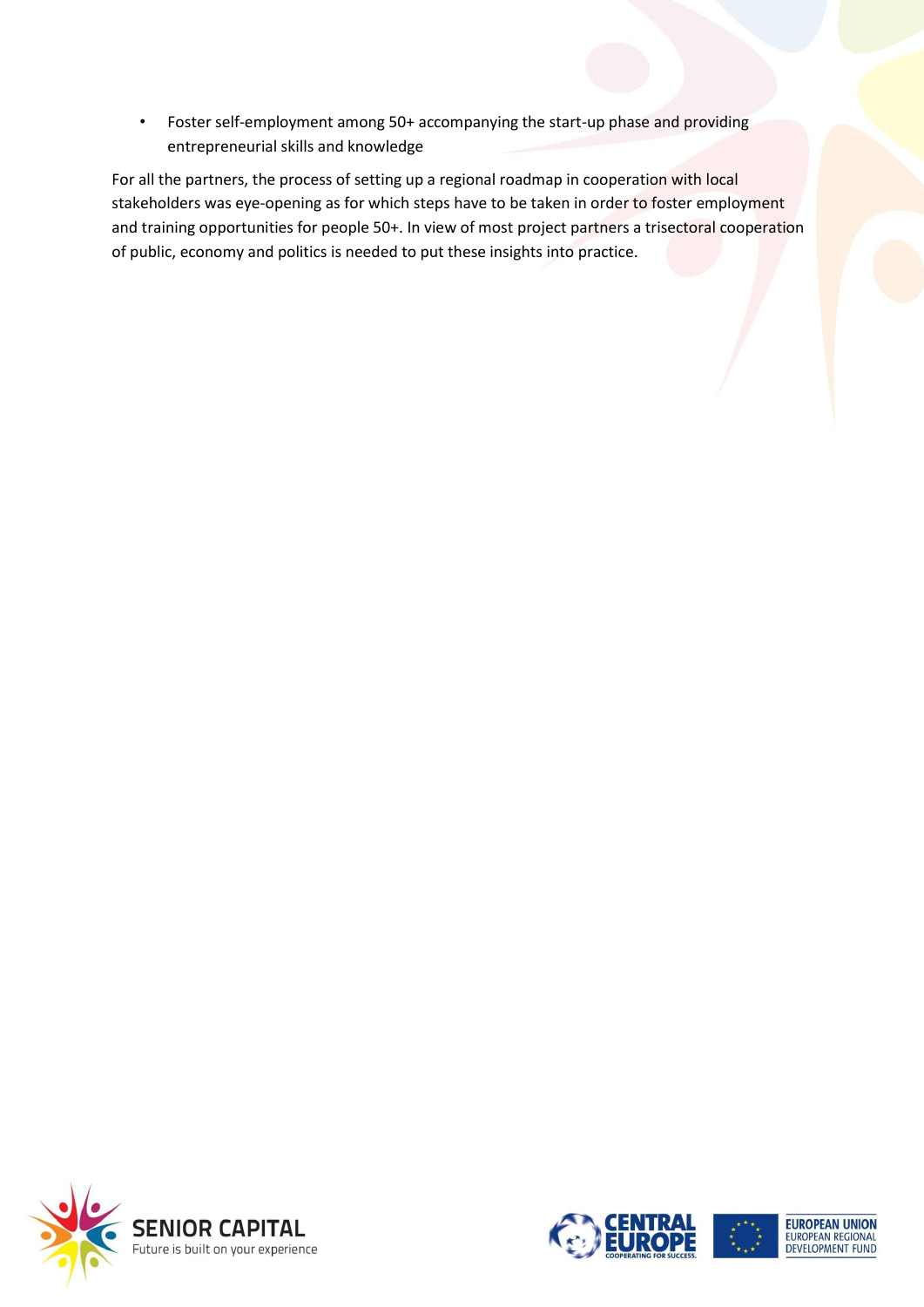- Foster self-employment among 50+ accompanying the start-up phase and providing entrepreneurial skills and knowledge

For all the partners, the process of setting up a regional roadmap in cooperation with local stakeholders was eye-opening as for which steps have to be taken in order to foster employment and training opportunities for people 50+. In view of most project partners a trisectoral cooperation of public, economy and politics is needed to put these insights into practice.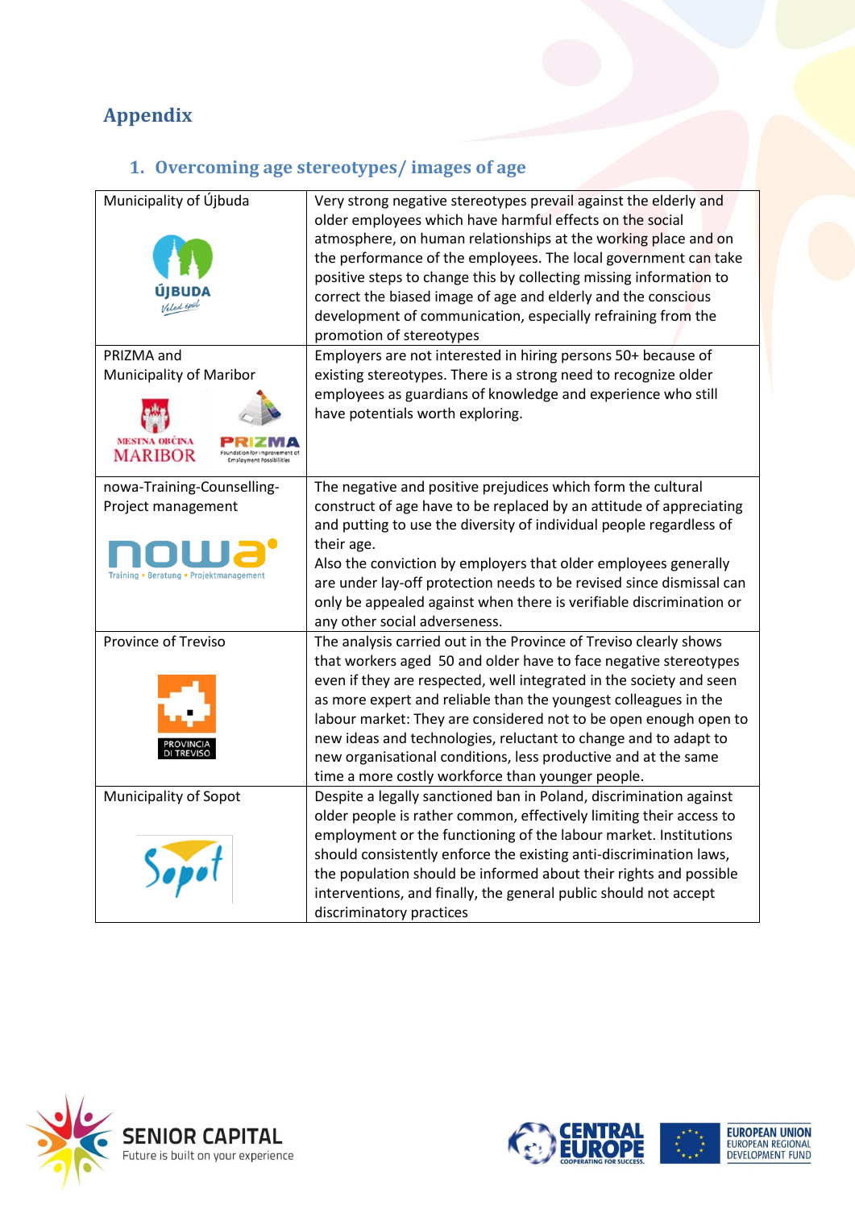# Appendix

## 1. Overcoming age stereotypes/ images of age

| | |
|---|---|
| Municipality of Újbuda | Very strong negative stereotypes prevail against the elderly and older employees which have harmful effects on the social atmosphere, on human relationships at the working place and on the performance of the employees. The local government can take positive steps to change this by collecting missing information to correct the biased image of age and elderly and the conscious development of communication, especially refraining from the promotion of stereotypes |
| PRIZMA and Municipality of Maribor | Employers are not interested in hiring persons 50+ because of existing stereotypes. There is a strong need to recognize older employees as guardians of knowledge and experience who still have potentials worth exploring. |
| nowa-Training-Counselling-Project management | The negative and positive prejudices which form the cultural construct of age have to be replaced by an attitude of appreciating and putting to use the diversity of individual people regardless of their age.<br>Also the conviction by employers that older employees generally are under lay-off protection needs to be revised since dismissal can only be appealed against when there is verifiable discrimination or any other social adverseness. |
| Province of Treviso | The analysis carried out in the Province of Treviso clearly shows that workers aged 50 and older have to face negative stereotypes even if they are respected, well integrated in the society and seen as more expert and reliable than the youngest colleagues in the labour market: They are considered not to be open enough open to new ideas and technologies, reluctant to change and to adapt to new organisational conditions, less productive and at the same time a more costly workforce than younger people. |
| Municipality of Sopot | Despite a legally sanctioned ban in Poland, discrimination against older people is rather common, effectively limiting their access to employment or the functioning of the labour market. Institutions should consistently enforce the existing anti-discrimination laws, the population should be informed about their rights and possible interventions, and finally, the general public should not accept discriminatory practices |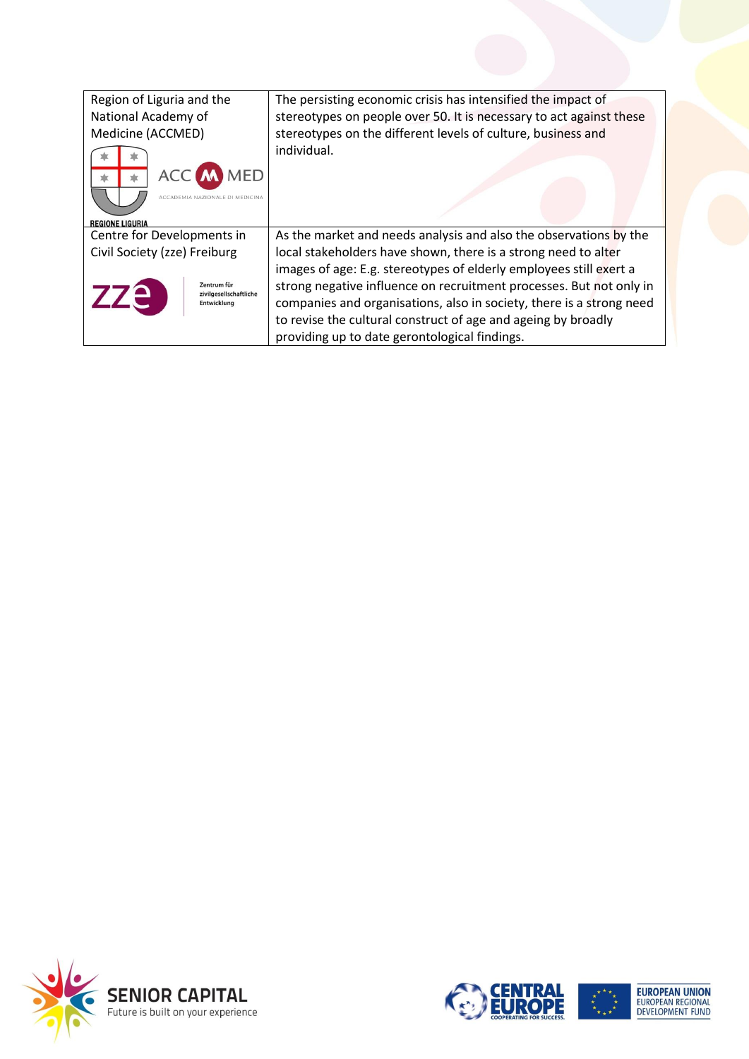| | |
|---|---|
| Region of Liguria and the National Academy of Medicine (ACCMED) | The persisting economic crisis has intensified the impact of stereotypes on people over 50. It is necessary to act against these stereotypes on the different levels of culture, business and individual. |
| Centre for Developments in Civil Society (zze) Freiburg | As the market and needs analysis and also the observations by the local stakeholders have shown, there is a strong need to alter images of age: E.g. stereotypes of elderly employees still exert a strong negative influence on recruitment processes. But not only in companies and organisations, also in society, there is a strong need to revise the cultural construct of age and ageing by broadly providing up to date gerontological findings. |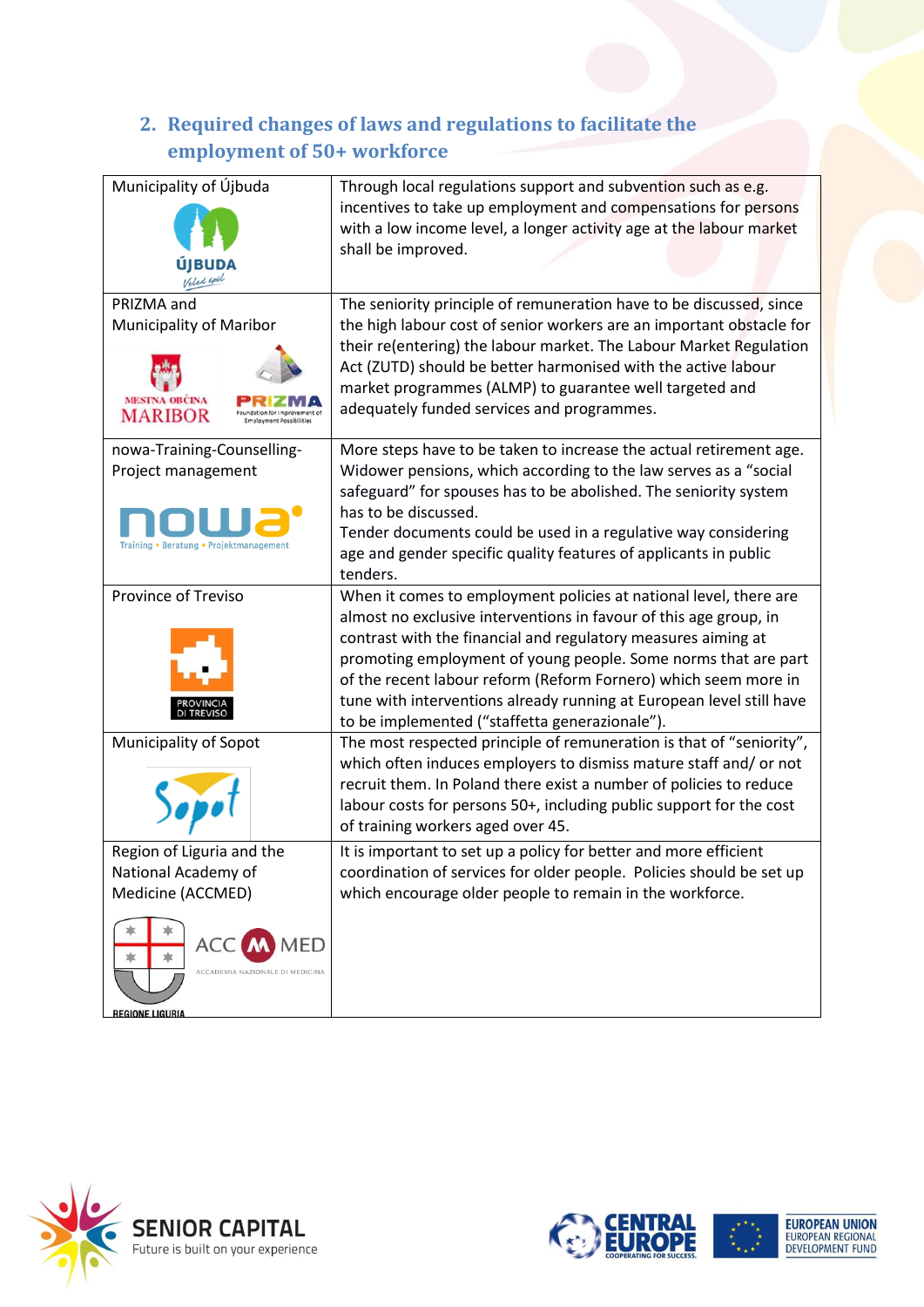## 2. Required changes of laws and regulations to facilitate the employment of 50+ workforce

| | |
|---|---|
| Municipality of Újbuda | Through local regulations support and subvention such as e.g. incentives to take up employment and compensations for persons with a low income level, a longer activity age at the labour market shall be improved. |
| PRIZMA and Municipality of Maribor | The seniority principle of remuneration have to be discussed, since the high labour cost of senior workers are an important obstacle for their re(entering) the labour market. The Labour Market Regulation Act (ZUTD) should be better harmonised with the active labour market programmes (ALMP) to guarantee well targeted and adequately funded services and programmes. |
| nowa-Training-Counselling-Project management | More steps have to be taken to increase the actual retirement age. Widower pensions, which according to the law serves as a "social safeguard" for spouses has to be abolished. The seniority system has to be discussed.<br>Tender documents could be used in a regulative way considering age and gender specific quality features of applicants in public tenders. |
| Province of Treviso | When it comes to employment policies at national level, there are almost no exclusive interventions in favour of this age group, in contrast with the financial and regulatory measures aiming at promoting employment of young people. Some norms that are part of the recent labour reform (Reform Fornero) which seem more in tune with interventions already running at European level still have to be implemented ("staffetta generazionale"). |
| Municipality of Sopot | The most respected principle of remuneration is that of "seniority", which often induces employers to dismiss mature staff and/ or not recruit them. In Poland there exist a number of policies to reduce labour costs for persons 50+, including public support for the cost of training workers aged over 45. |
| Region of Liguria and the National Academy of Medicine (ACCMED) | It is important to set up a policy for better and more efficient coordination of services for older people. Policies should be set up which encourage older people to remain in the workforce. |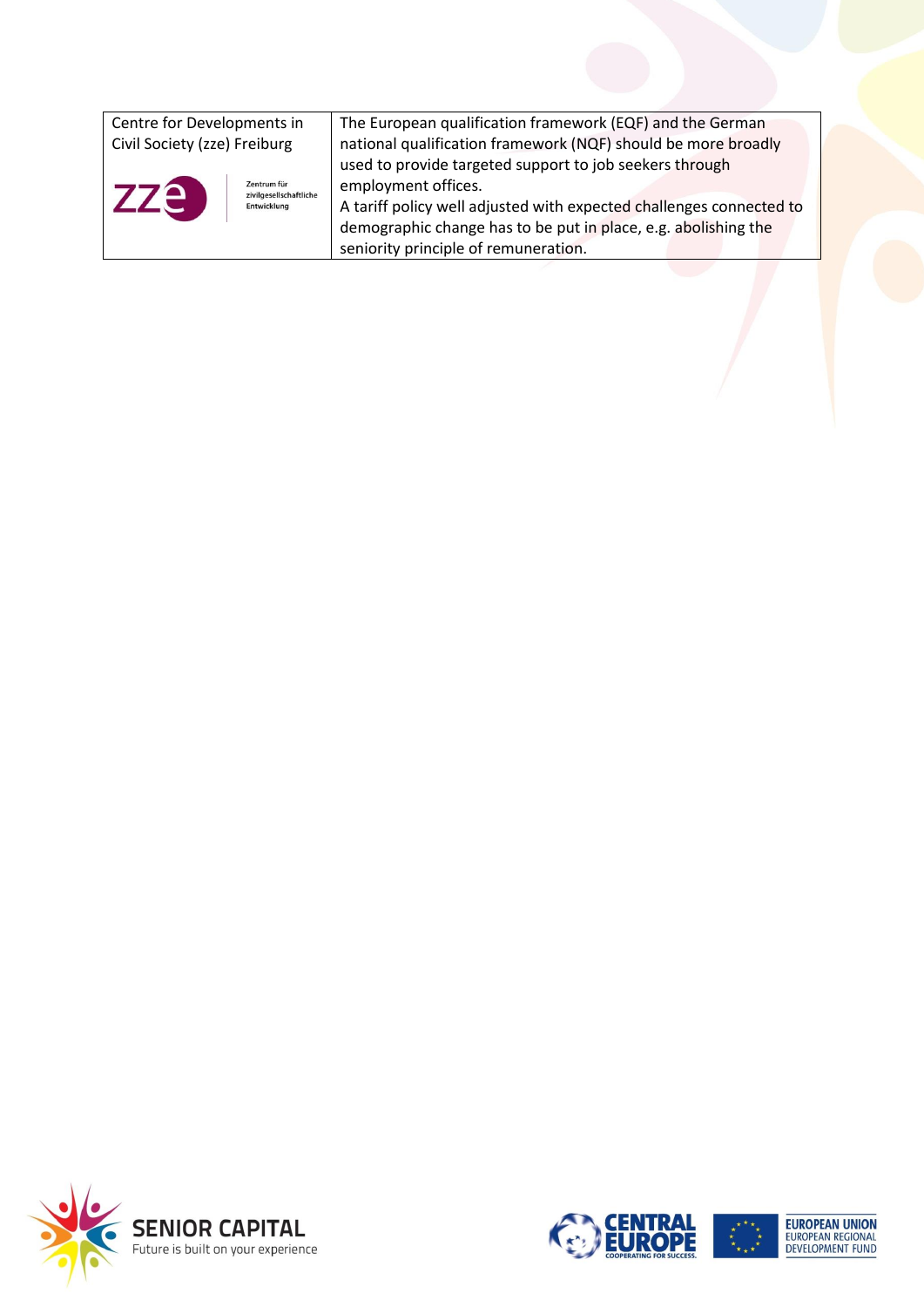| | |
|---|---|
| Centre for Developments in Civil Society (zze) Freiburg<br>zze Zentrum für zivilgesellschaftliche Entwicklung | The European qualification framework (EQF) and the German national qualification framework (NQF) should be more broadly used to provide targeted support to job seekers through employment offices.<br>A tariff policy well adjusted with expected challenges connected to demographic change has to be put in place, e.g. abolishing the seniority principle of remuneration. |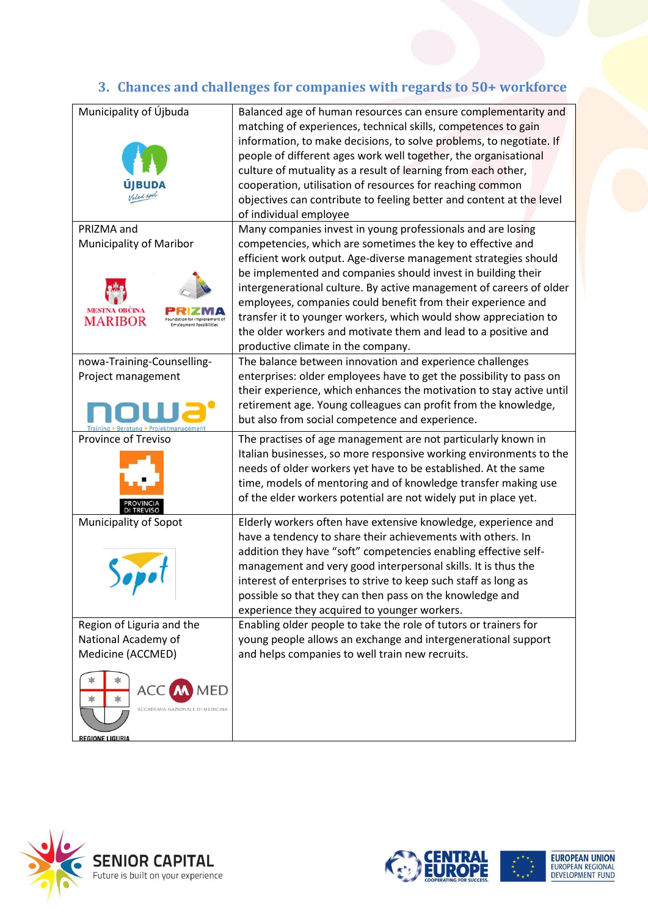## 3. Chances and challenges for companies with regards to 50+ workforce

| | |
|---|---|
| Municipality of Újbuda | Balanced age of human resources can ensure complementarity and matching of experiences, technical skills, competences to gain information, to make decisions, to solve problems, to negotiate. If people of different ages work well together, the organisational culture of mutuality as a result of learning from each other, cooperation, utilisation of resources for reaching common objectives can contribute to feeling better and content at the level of individual employee |
| PRIZMA and Municipality of Maribor | Many companies invest in young professionals and are losing competencies, which are sometimes the key to effective and efficient work output. Age-diverse management strategies should be implemented and companies should invest in building their intergenerational culture. By active management of careers of older employees, companies could benefit from their experience and transfer it to younger workers, which would show appreciation to the older workers and motivate them and lead to a positive and productive climate in the company. |
| nowa-Training-Counselling-Project management | The balance between innovation and experience challenges enterprises: older employees have to get the possibility to pass on their experience, which enhances the motivation to stay active until retirement age. Young colleagues can profit from the knowledge, but also from social competence and experience. |
| Province of Treviso | The practises of age management are not particularly known in Italian businesses, so more responsive working environments to the needs of older workers yet have to be established. At the same time, models of mentoring and of knowledge transfer making use of the elder workers potential are not widely put in place yet. |
| Municipality of Sopot | Elderly workers often have extensive knowledge, experience and have a tendency to share their achievements with others. In addition they have "soft" competencies enabling effective self-management and very good interpersonal skills. It is thus the interest of enterprises to strive to keep such staff as long as possible so that they can then pass on the knowledge and experience they acquired to younger workers. |
| Region of Liguria and the National Academy of Medicine (ACCMED) | Enabling older people to take the role of tutors or trainers for young people allows an exchange and intergenerational support and helps companies to well train new recruits. |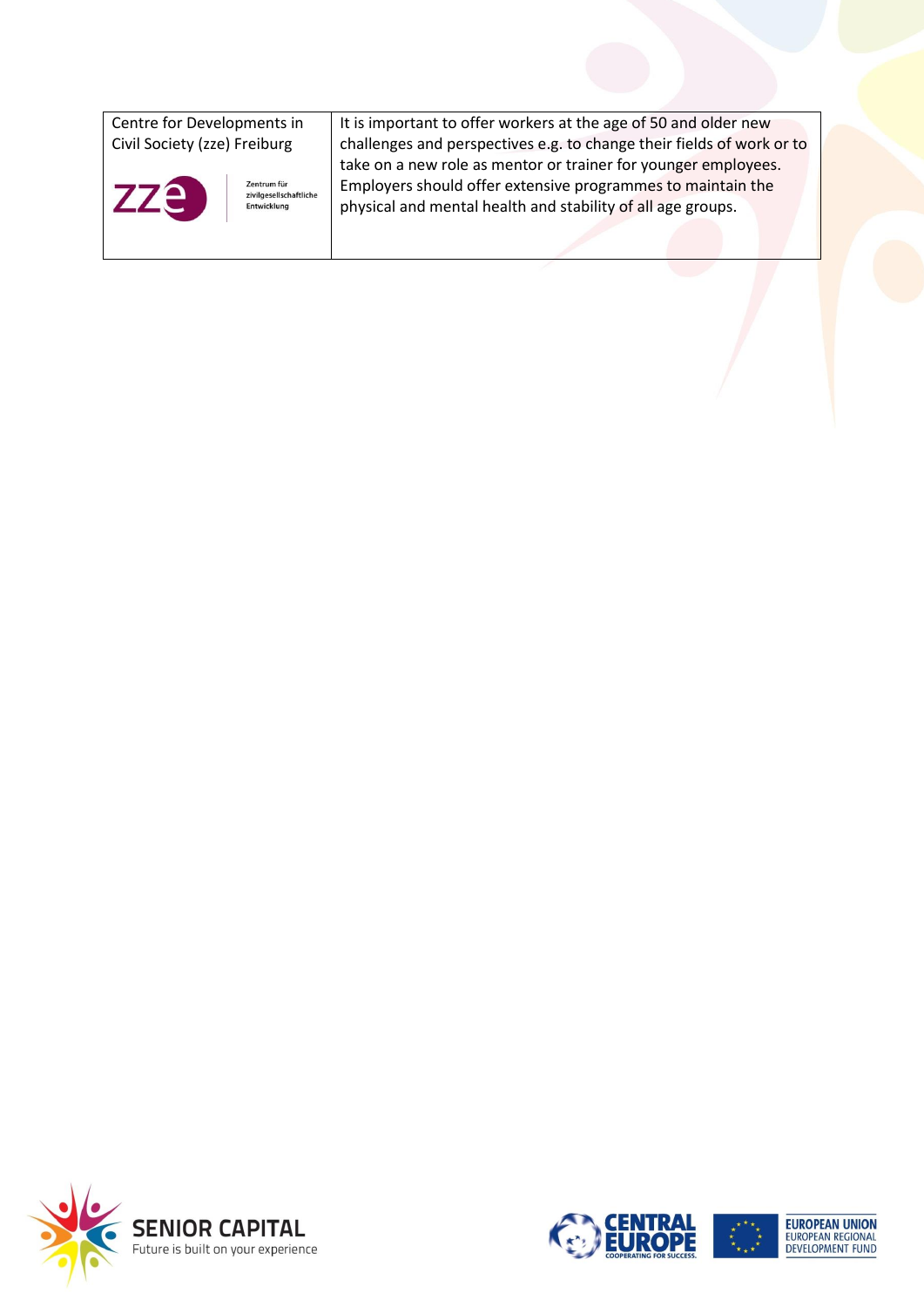| | |
|---|---|
| Centre for Developments in Civil Society (zze) Freiburg<br><br>zze Zentrum für zivilgesellschaftliche Entwicklung | It is important to offer workers at the age of 50 and older new challenges and perspectives e.g. to change their fields of work or to take on a new role as mentor or trainer for younger employees. Employers should offer extensive programmes to maintain the physical and mental health and stability of all age groups. |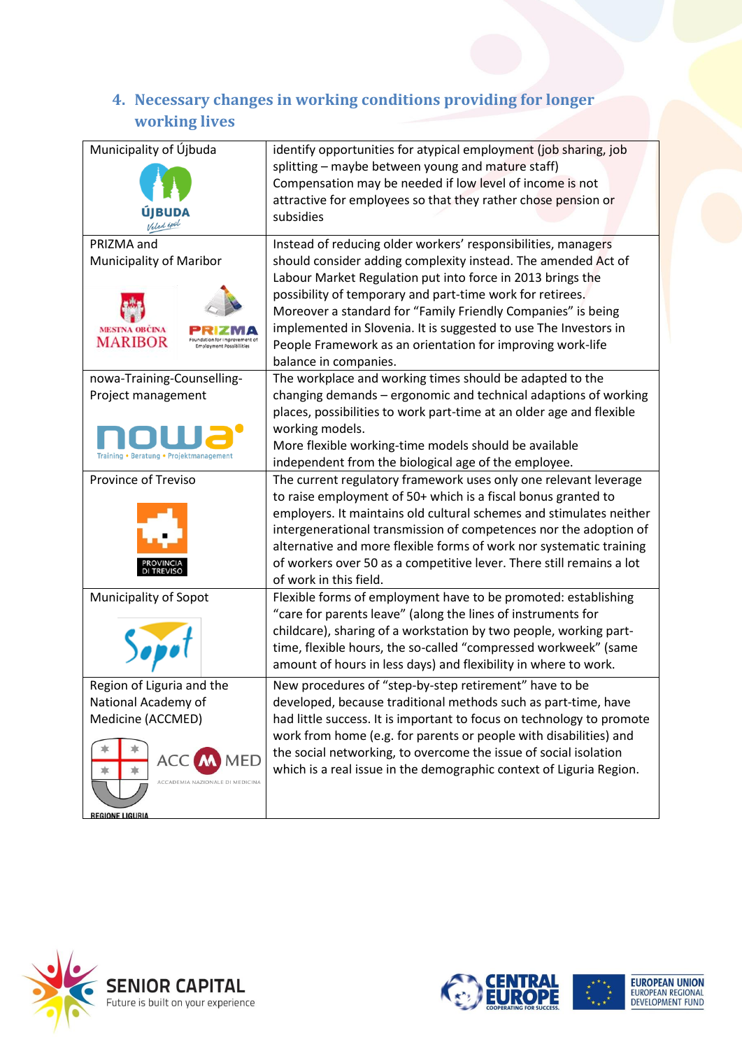## 4. Necessary changes in working conditions providing for longer working lives

| | |
|---|---|
| Municipality of Újbuda | identify opportunities for atypical employment (job sharing, job splitting – maybe between young and mature staff) Compensation may be needed if low level of income is not attractive for employees so that they rather chose pension or subsidies |
| PRIZMA and Municipality of Maribor | Instead of reducing older workers' responsibilities, managers should consider adding complexity instead. The amended Act of Labour Market Regulation put into force in 2013 brings the possibility of temporary and part-time work for retirees. Moreover a standard for "Family Friendly Companies" is being implemented in Slovenia. It is suggested to use The Investors in People Framework as an orientation for improving work-life balance in companies. |
| nowa-Training-Counselling-Project management | The workplace and working times should be adapted to the changing demands – ergonomic and technical adaptions of working places, possibilities to work part-time at an older age and flexible working models. More flexible working-time models should be available independent from the biological age of the employee. |
| Province of Treviso | The current regulatory framework uses only one relevant leverage to raise employment of 50+ which is a fiscal bonus granted to employers. It maintains old cultural schemes and stimulates neither intergenerational transmission of competences nor the adoption of alternative and more flexible forms of work nor systematic training of workers over 50 as a competitive lever. There still remains a lot of work in this field. |
| Municipality of Sopot | Flexible forms of employment have to be promoted: establishing "care for parents leave" (along the lines of instruments for childcare), sharing of a workstation by two people, working part-time, flexible hours, the so-called "compressed workweek" (same amount of hours in less days) and flexibility in where to work. |
| Region of Liguria and the National Academy of Medicine (ACCMED) | New procedures of "step-by-step retirement" have to be developed, because traditional methods such as part-time, have had little success. It is important to focus on technology to promote work from home (e.g. for parents or people with disabilities) and the social networking, to overcome the issue of social isolation which is a real issue in the demographic context of Liguria Region. |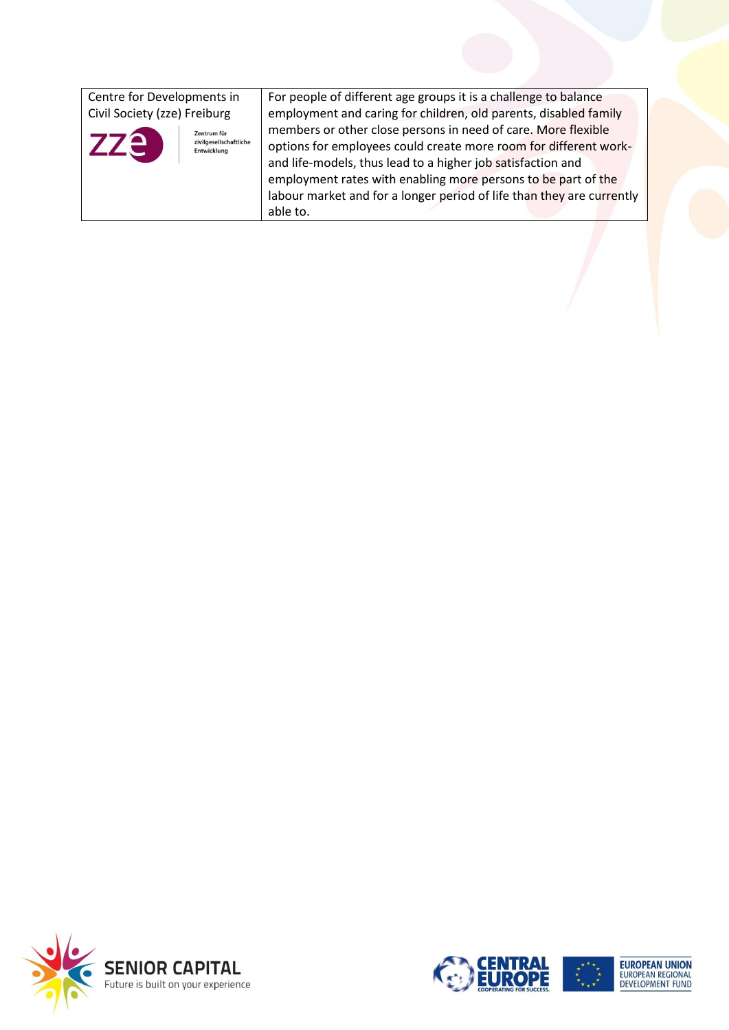| | |
|---|---|
| Centre for Developments in Civil Society (zze) Freiburg | For people of different age groups it is a challenge to balance employment and caring for children, old parents, disabled family members or other close persons in need of care. More flexible options for employees could create more room for different work- and life-models, thus lead to a higher job satisfaction and employment rates with enabling more persons to be part of the labour market and for a longer period of life than they are currently able to. |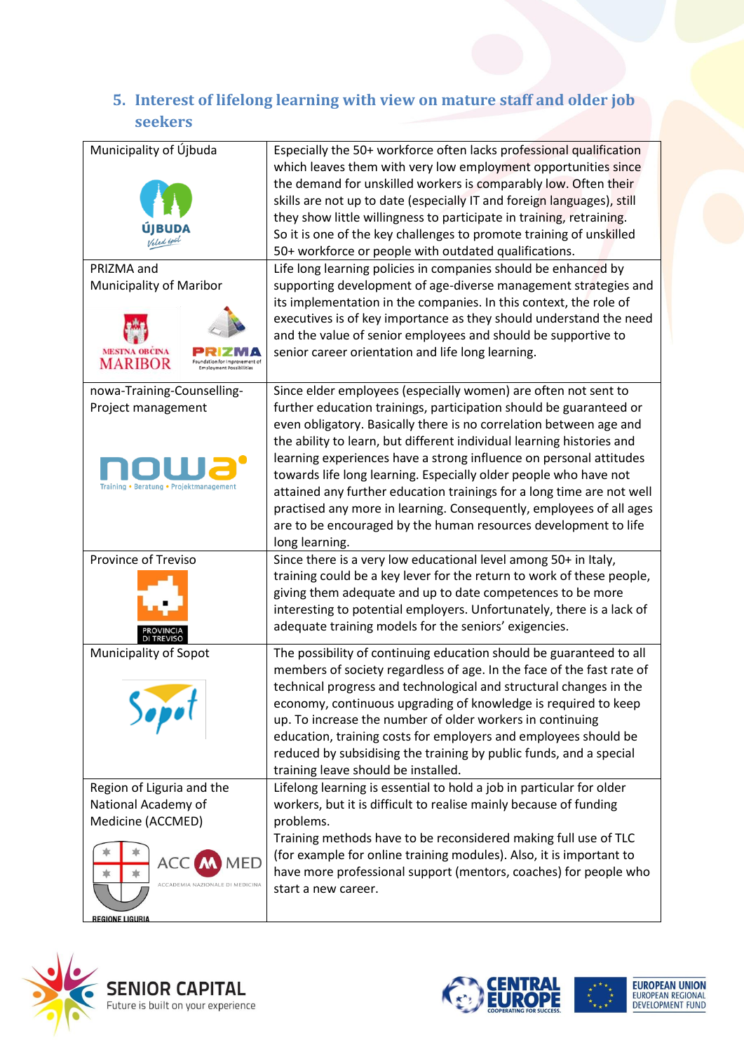## 5. Interest of lifelong learning with view on mature staff and older job seekers

| | |
|---|---|
| Municipality of Újbuda | Especially the 50+ workforce often lacks professional qualification which leaves them with very low employment opportunities since the demand for unskilled workers is comparably low. Often their skills are not up to date (especially IT and foreign languages), still they show little willingness to participate in training, retraining. So it is one of the key challenges to promote training of unskilled 50+ workforce or people with outdated qualifications. |
| PRIZMA and Municipality of Maribor | Life long learning policies in companies should be enhanced by supporting development of age-diverse management strategies and its implementation in the companies. In this context, the role of executives is of key importance as they should understand the need and the value of senior employees and should be supportive to senior career orientation and life long learning. |
| nowa-Training-Counselling-Project management | Since elder employees (especially women) are often not sent to further education trainings, participation should be guaranteed or even obligatory. Basically there is no correlation between age and the ability to learn, but different individual learning histories and learning experiences have a strong influence on personal attitudes towards life long learning. Especially older people who have not attained any further education trainings for a long time are not well practised any more in learning. Consequently, employees of all ages are to be encouraged by the human resources development to life long learning. |
| Province of Treviso | Since there is a very low educational level among 50+ in Italy, training could be a key lever for the return to work of these people, giving them adequate and up to date competences to be more interesting to potential employers. Unfortunately, there is a lack of adequate training models for the seniors' exigencies. |
| Municipality of Sopot | The possibility of continuing education should be guaranteed to all members of society regardless of age. In the face of the fast rate of technical progress and technological and structural changes in the economy, continuous upgrading of knowledge is required to keep up. To increase the number of older workers in continuing education, training costs for employers and employees should be reduced by subsidising the training by public funds, and a special training leave should be installed. |
| Region of Liguria and the National Academy of Medicine (ACCMED) | Lifelong learning is essential to hold a job in particular for older workers, but it is difficult to realise mainly because of funding problems.<br>Training methods have to be reconsidered making full use of TLC (for example for online training modules). Also, it is important to have more professional support (mentors, coaches) for people who start a new career. |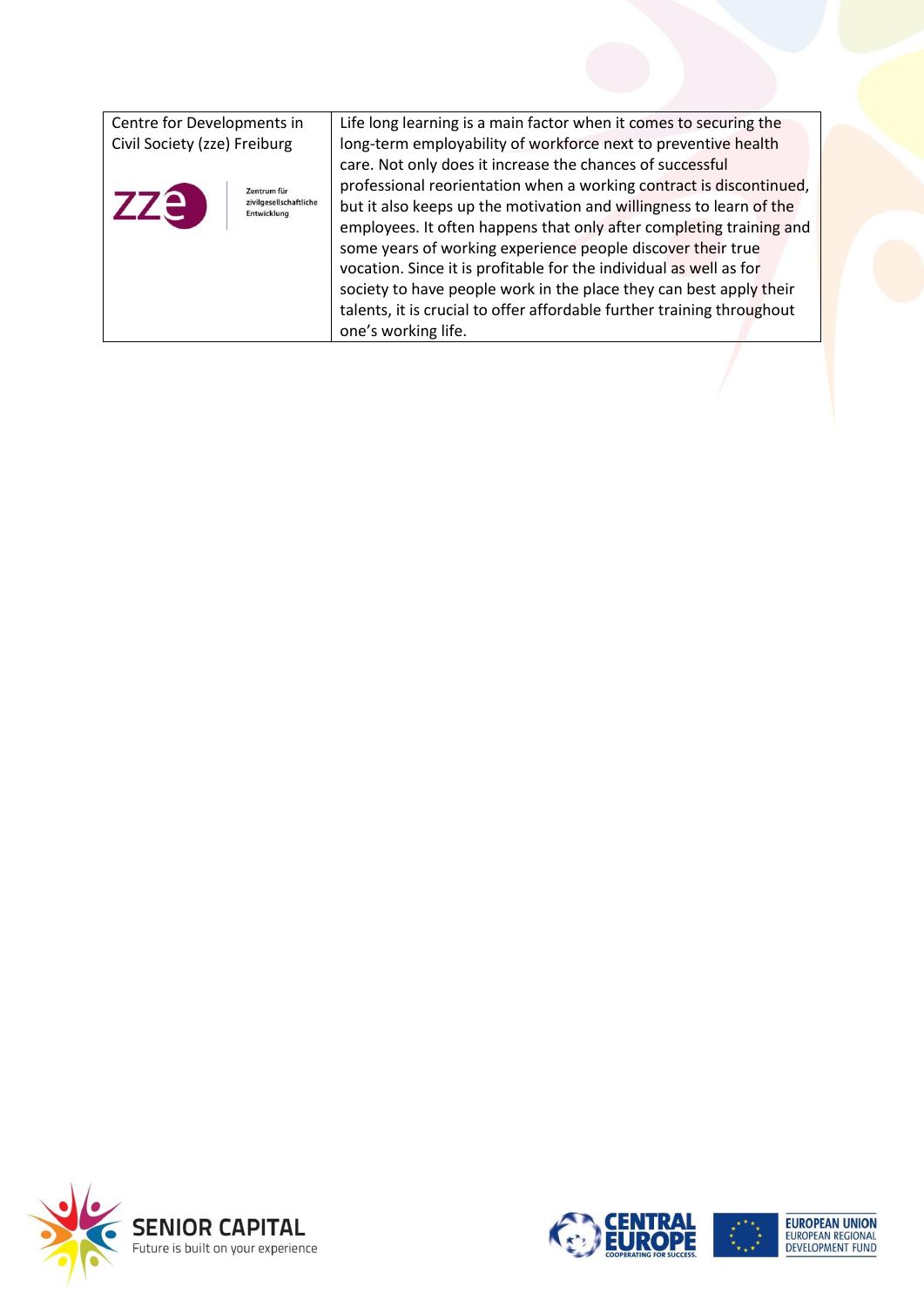| | |
|---|---|
| Centre for Developments in Civil Society (zze) Freiburg<br><br>zze Zentrum für zivilgesellschaftliche Entwicklung | Life long learning is a main factor when it comes to securing the long-term employability of workforce next to preventive health care. Not only does it increase the chances of successful professional reorientation when a working contract is discontinued, but it also keeps up the motivation and willingness to learn of the employees. It often happens that only after completing training and some years of working experience people discover their true vocation. Since it is profitable for the individual as well as for society to have people work in the place they can best apply their talents, it is crucial to offer affordable further training throughout one's working life. |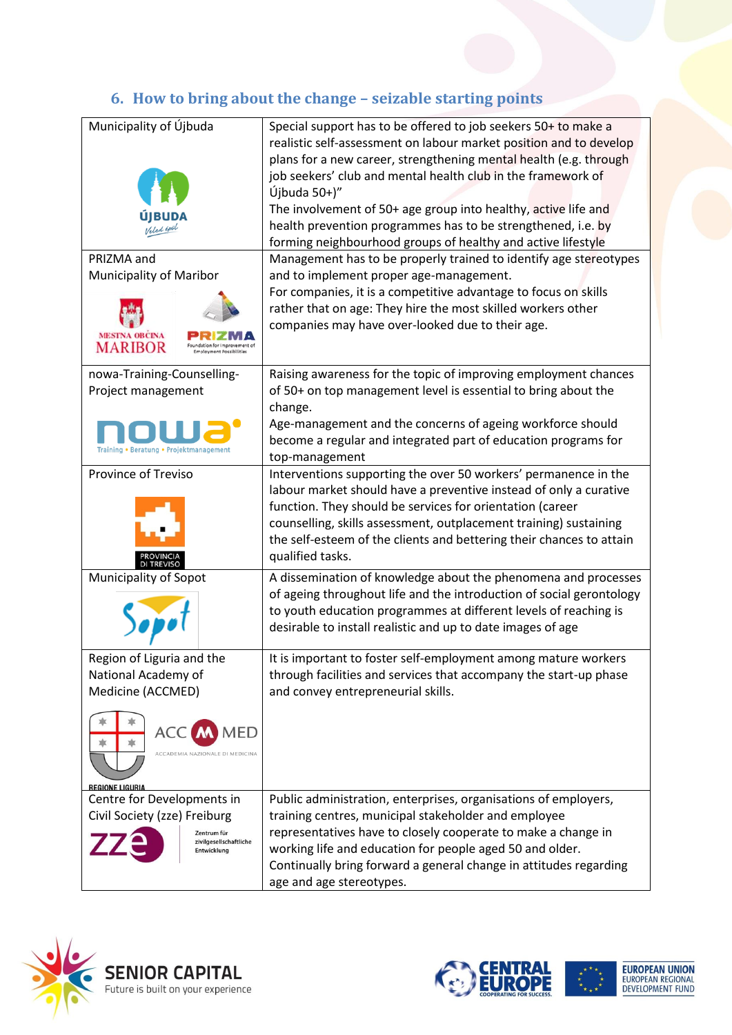## 6. How to bring about the change – seizable starting points

| | |
|---|---|
| Municipality of Újbuda | Special support has to be offered to job seekers 50+ to make a realistic self-assessment on labour market position and to develop plans for a new career, strengthening mental health (e.g. through job seekers' club and mental health club in the framework of Újbuda 50+)" The involvement of 50+ age group into healthy, active life and health prevention programmes has to be strengthened, i.e. by forming neighbourhood groups of healthy and active lifestyle |
| PRIZMA and Municipality of Maribor | Management has to be properly trained to identify age stereotypes and to implement proper age-management. For companies, it is a competitive advantage to focus on skills rather that on age: They hire the most skilled workers other companies may have over-looked due to their age. |
| nowa-Training-Counselling-Project management | Raising awareness for the topic of improving employment chances of 50+ on top management level is essential to bring about the change. Age-management and the concerns of ageing workforce should become a regular and integrated part of education programs for top-management |
| Province of Treviso | Interventions supporting the over 50 workers' permanence in the labour market should have a preventive instead of only a curative function. They should be services for orientation (career counselling, skills assessment, outplacement training) sustaining the self-esteem of the clients and bettering their chances to attain qualified tasks. |
| Municipality of Sopot | A dissemination of knowledge about the phenomena and processes of ageing throughout life and the introduction of social gerontology to youth education programmes at different levels of reaching is desirable to install realistic and up to date images of age |
| Region of Liguria and the National Academy of Medicine (ACCMED) | It is important to foster self-employment among mature workers through facilities and services that accompany the start-up phase and convey entrepreneurial skills. |
| Centre for Developments in Civil Society (zze) Freiburg | Public administration, enterprises, organisations of employers, training centres, municipal stakeholder and employee representatives have to closely cooperate to make a change in working life and education for people aged 50 and older. Continually bring forward a general change in attitudes regarding age and age stereotypes. |